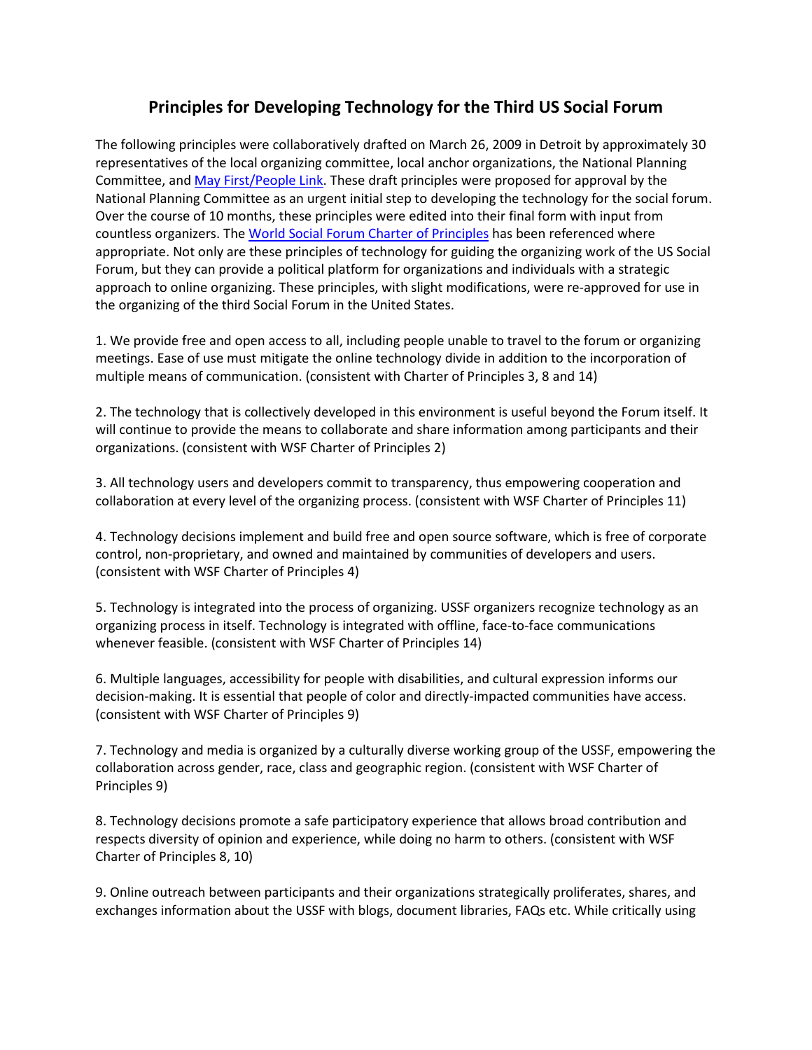# Principles for Developing Technology for the Third US Social Forum

The following principles were collaboratively drafted on March 26, 2009 in Detroit by approximately 30 representatives of the local organizing committee, local anchor organizations, the National Planning Committee, and May First/People Link. These draft principles were proposed for approval by the National Planning Committee as an urgent initial step to developing the technology for the social forum. Over the course of 10 months, these principles were edited into their final form with input from countless organizers. The World Social Forum Charter of Principles has been referenced where appropriate. Not only are these principles of technology for guiding the organizing work of the US Social Forum, but they can provide a political platform for organizations and individuals with a strategic approach to online organizing. These principles, with slight modifications, were re-approved for use in the organizing of the third Social Forum in the United States.

1. We provide free and open access to all, including people unable to travel to the forum or organizing meetings. Ease of use must mitigate the online technology divide in addition to the incorporation of multiple means of communication. (consistent with Charter of Principles 3, 8 and 14)

2. The technology that is collectively developed in this environment is useful beyond the Forum itself. It will continue to provide the means to collaborate and share information among participants and their organizations. (consistent with WSF Charter of Principles 2)

3. All technology users and developers commit to transparency, thus empowering cooperation and collaboration at every level of the organizing process. (consistent with WSF Charter of Principles 11)

4. Technology decisions implement and build free and open source software, which is free of corporate control, non-proprietary, and owned and maintained by communities of developers and users. (consistent with WSF Charter of Principles 4)

5. Technology is integrated into the process of organizing. USSF organizers recognize technology as an organizing process in itself. Technology is integrated with offline, face-to-face communications whenever feasible. (consistent with WSF Charter of Principles 14)

6. Multiple languages, accessibility for people with disabilities, and cultural expression informs our decision-making. It is essential that people of color and directly-impacted communities have access. (consistent with WSF Charter of Principles 9)

7. Technology and media is organized by a culturally diverse working group of the USSF, empowering the collaboration across gender, race, class and geographic region. (consistent with WSF Charter of Principles 9)

8. Technology decisions promote a safe participatory experience that allows broad contribution and respects diversity of opinion and experience, while doing no harm to others. (consistent with WSF Charter of Principles 8, 10)

9. Online outreach between participants and their organizations strategically proliferates, shares, and exchanges information about the USSF with blogs, document libraries, FAQs etc. While critically using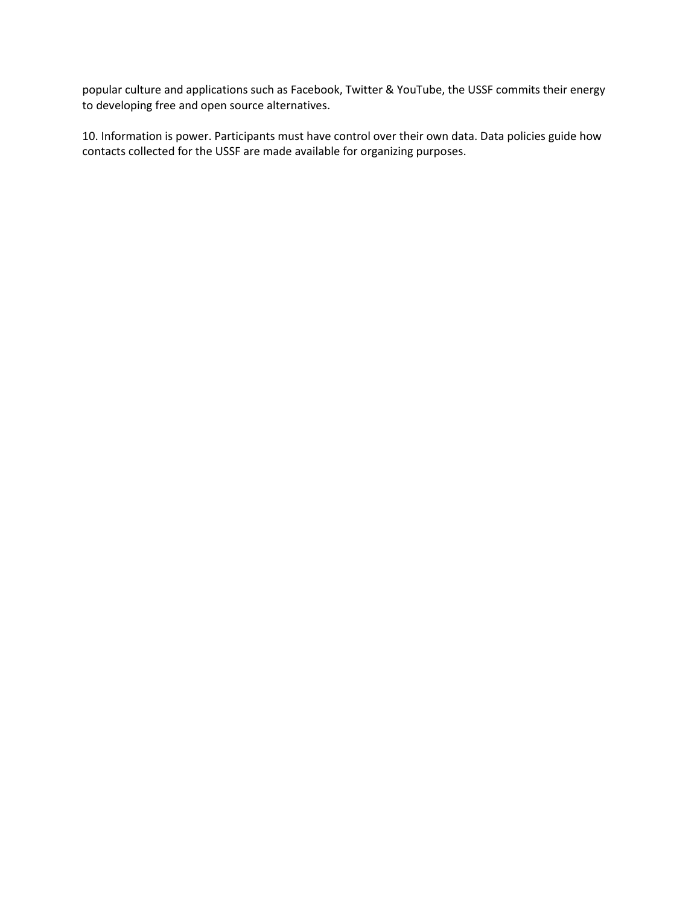popular culture and applications such as Facebook, Twitter & YouTube, the USSF commits their energy to developing free and open source alternatives.

10. Information is power. Participants must have control over their own data. Data policies guide how contacts collected for the USSF are made available for organizing purposes.